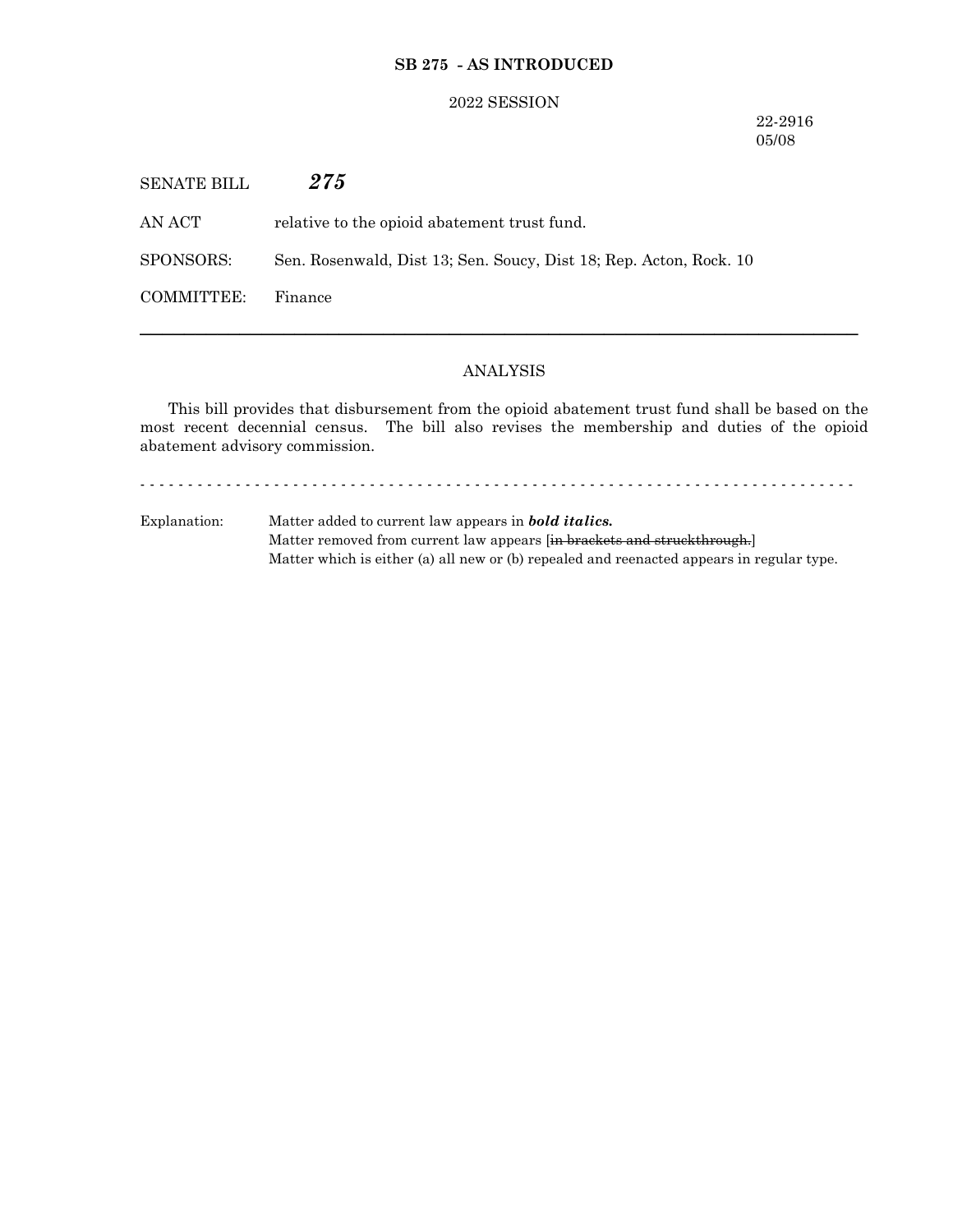**SB 275 - AS INTRODUCED**

2022 SESSION

22-2916
05/08

SENATE BILL ***275***

AN ACT relative to the opioid abatement trust fund.

SPONSORS: Sen. Rosenwald, Dist 13; Sen. Soucy, Dist 18; Rep. Acton, Rock. 10

COMMITTEE: Finance

---

ANALYSIS

This bill provides that disbursement from the opioid abatement trust fund shall be based on the most recent decennial census. The bill also revises the membership and duties of the opioid abatement advisory commission.

- - - - - - - - - - - - - - - - - - - - - - - - - - - - - - - - - - - - - - - - - - - - - - - - - - - - - - - - - - - - - - - - - - - - - - - - - -

Explanation: Matter added to current law appears in ***bold italics.***
Matter removed from current law appears [~~in brackets and struckthrough.~~]
Matter which is either (a) all new or (b) repealed and reenacted appears in regular type.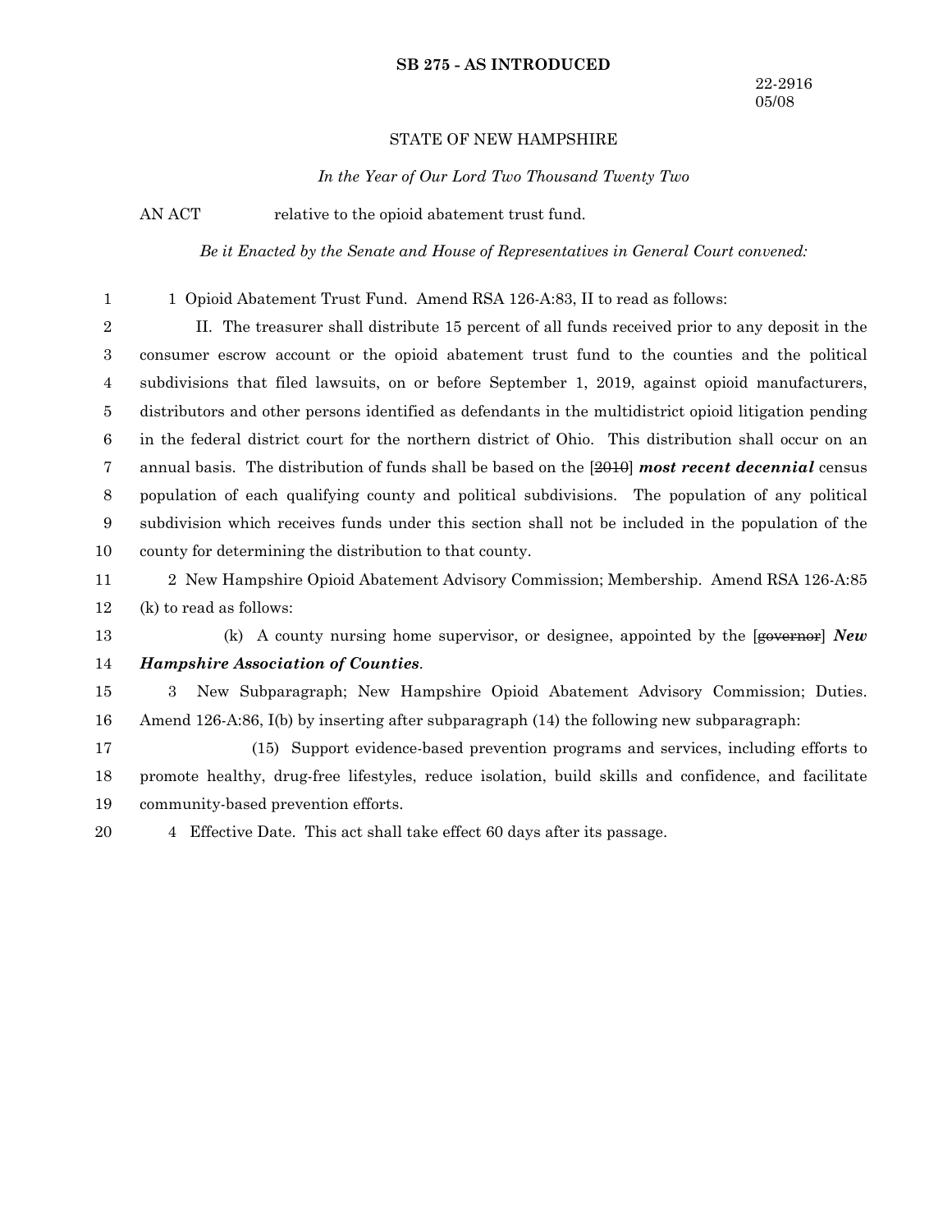**SB 275 - AS INTRODUCED**

22-2916
05/08

STATE OF NEW HAMPSHIRE

*In the Year of Our Lord Two Thousand Twenty Two*

AN ACT relative to the opioid abatement trust fund.

*Be it Enacted by the Senate and House of Representatives in General Court convened:*

1 Opioid Abatement Trust Fund. Amend RSA 126-A:83, II to read as follows:

II. The treasurer shall distribute 15 percent of all funds received prior to any deposit in the consumer escrow account or the opioid abatement trust fund to the counties and the political subdivisions that filed lawsuits, on or before September 1, 2019, against opioid manufacturers, distributors and other persons identified as defendants in the multidistrict opioid litigation pending in the federal district court for the northern district of Ohio. This distribution shall occur on an annual basis. The distribution of funds shall be based on the [~~2010~~] ***most recent decennial*** census population of each qualifying county and political subdivisions. The population of any political subdivision which receives funds under this section shall not be included in the population of the county for determining the distribution to that county.

2 New Hampshire Opioid Abatement Advisory Commission; Membership. Amend RSA 126-A:85 (k) to read as follows:

(k) A county nursing home supervisor, or designee, appointed by the [~~governor~~] ***New Hampshire Association of Counties***.

3 New Subparagraph; New Hampshire Opioid Abatement Advisory Commission; Duties. Amend 126-A:86, I(b) by inserting after subparagraph (14) the following new subparagraph:

(15) Support evidence-based prevention programs and services, including efforts to promote healthy, drug-free lifestyles, reduce isolation, build skills and confidence, and facilitate community-based prevention efforts.

4 Effective Date. This act shall take effect 60 days after its passage.